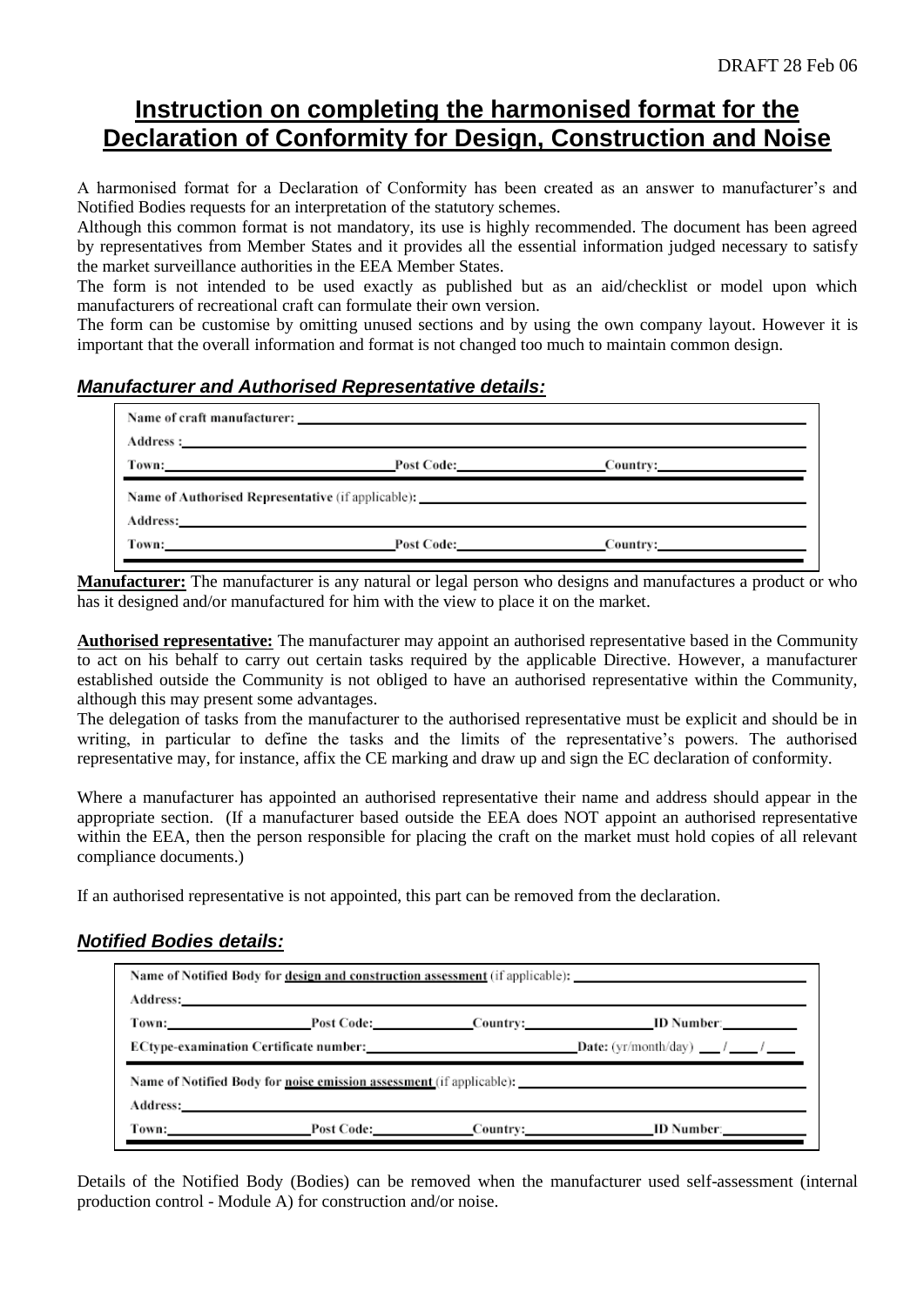DRAFT 28 Feb 06

# Instruction on completing the harmonised format for the Declaration of Conformity for Design, Construction and Noise

A harmonised format for a Declaration of Conformity has been created as an answer to manufacturer's and Notified Bodies requests for an interpretation of the statutory schemes.

Although this common format is not mandatory, its use is highly recommended. The document has been agreed by representatives from Member States and it provides all the essential information judged necessary to satisfy the market surveillance authorities in the EEA Member States.

The form is not intended to be used exactly as published but as an aid/checklist or model upon which manufacturers of recreational craft can formulate their own version.

The form can be customise by omitting unused sections and by using the own company layout. However it is important that the overall information and format is not changed too much to maintain common design.

## *Manufacturer and Authorised Representative details:*

**Name of craft manufacturer:** ______________________

**Address :** ______________________

**Town:** ______________ **Post Code:** ______________ **Country:** ______________

**Name of Authorised Representative** (if applicable)**:** ______________________

**Address:** ______________________

**Town:** ______________ **Post Code:** ______________ **Country:** ______________

**Manufacturer:** The manufacturer is any natural or legal person who designs and manufactures a product or who has it designed and/or manufactured for him with the view to place it on the market.

**Authorised representative:** The manufacturer may appoint an authorised representative based in the Community to act on his behalf to carry out certain tasks required by the applicable Directive. However, a manufacturer established outside the Community is not obliged to have an authorised representative within the Community, although this may present some advantages.

The delegation of tasks from the manufacturer to the authorised representative must be explicit and should be in writing, in particular to define the tasks and the limits of the representative's powers. The authorised representative may, for instance, affix the CE marking and draw up and sign the EC declaration of conformity.

Where a manufacturer has appointed an authorised representative their name and address should appear in the appropriate section. (If a manufacturer based outside the EEA does NOT appoint an authorised representative within the EEA, then the person responsible for placing the craft on the market must hold copies of all relevant compliance documents.)

If an authorised representative is not appointed, this part can be removed from the declaration.

## *Notified Bodies details:*

**Name of Notified Body for design and construction assessment** (if applicable)**:** ______________________

**Address:** ______________________

**Town:** ______________ **Post Code:** ______________ **Country:** ______________ **ID Number:** ______________

**ECtype-examination Certificate number:** ______________ **Date:** (yr/month/day) ___ / ___ / ___

**Name of Notified Body for noise emission assessment** (if applicable)**:** ______________________

**Address:** ______________________

**Town:** ______________ **Post Code:** ______________ **Country:** ______________ **ID Number:** ______________

Details of the Notified Body (Bodies) can be removed when the manufacturer used self-assessment (internal production control - Module A) for construction and/or noise.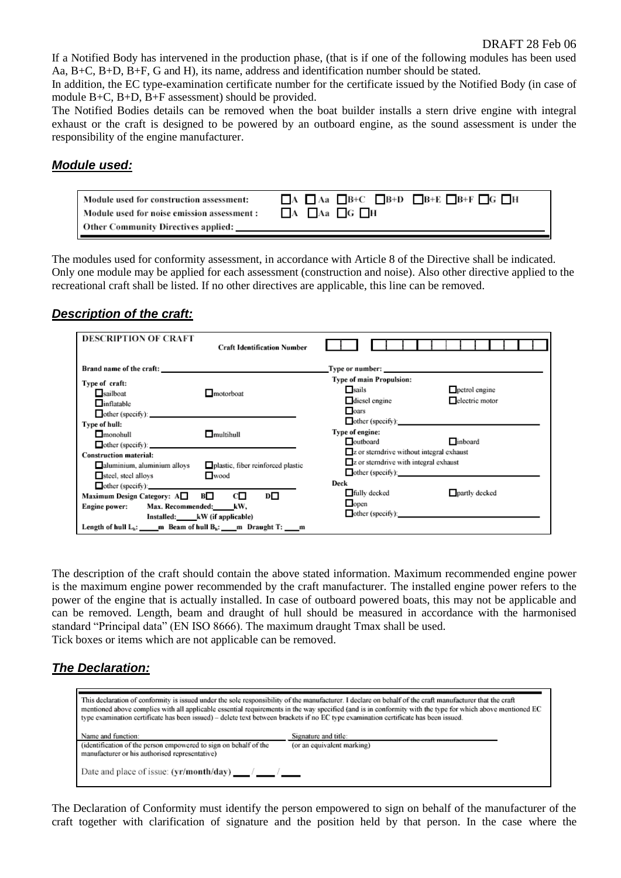If a Notified Body has intervened in the production phase, (that is if one of the following modules has been used Aa, B+C, B+D, B+F, G and H), its name, address and identification number should be stated.

In addition, the EC type-examination certificate number for the certificate issued by the Notified Body (in case of module B+C, B+D, B+F assessment) should be provided.

The Notified Bodies details can be removed when the boat builder installs a stern drive engine with integral exhaust or the craft is designed to be powered by an outboard engine, as the sound assessment is under the responsibility of the engine manufacturer.

## ***Module used:***

| | |
|---|---|
| Module used for construction assessment: | ☐A ☐Aa ☐B+C ☐B+D ☐B+E ☐B+F ☐G ☐H |
| Module used for noise emission assessment : | ☐A ☐Aa ☐G ☐H |
| Other Community Directives applied: ______ | |

The modules used for conformity assessment, in accordance with Article 8 of the Directive shall be indicated. Only one module may be applied for each assessment (construction and noise). Also other directive applied to the recreational craft shall be listed. If no other directives are applicable, this line can be removed.

## ***Description of the craft:***

**DESCRIPTION OF CRAFT** Craft Identification Number ☐☐☐ ☐☐☐☐☐☐☐☐☐☐☐

Brand name of the craft: ______ Type or number: ______

**Type of craft:**
☐sailboat ☐motorboat
☐inflatable
☐other (specify): ______

**Type of hull:**
☐monohull ☐multihull
☐other (specify): ______

**Construction material:**
☐aluminium, aluminium alloys ☐plastic, fiber reinforced plastic
☐steel, steel alloys ☐wood
☐other (specify): ______

**Maximum Design Category:** A☐ B☐ C☐ D☐

**Engine power:** Max. Recommended: ____kW,
Installed: ____kW (if applicable)

Length of hull $L_h$: ____m Beam of hull $B_h$: ____m Draught T: ____m

**Type of main Propulsion:**
☐sails ☐petrol engine
☐diesel engine ☐electric motor
☐oars
☐other (specify): ______

**Type of engine:**
☐outboard ☐inboard
☐z or sterndrive without integral exhaust
☐z or sterndrive with integral exhaust
☐other (specify): ______

**Deck**
☐fully decked ☐partly decked
☐open
☐other (specify): ______

The description of the craft should contain the above stated information. Maximum recommended engine power is the maximum engine power recommended by the craft manufacturer. The installed engine power refers to the power of the engine that is actually installed. In case of outboard powered boats, this may not be applicable and can be removed. Length, beam and draught of hull should be measured in accordance with the harmonised standard "Principal data" (EN ISO 8666). The maximum draught Tmax shall be used.

Tick boxes or items which are not applicable can be removed.

## ***The Declaration:***

This declaration of conformity is issued under the sole responsibility of the manufacturer. I declare on behalf of the craft manufacturer that the craft mentioned above complies with all applicable essential requirements in the way specified (and is in conformity with the type for which above mentioned EC type examination certificate has been issued) – delete text between brackets if no EC type examination certificate has been issued.

| Name and function: | Signature and title: |
|---|---|
| (identification of the person empowered to sign on behalf of the manufacturer or his authorised representative) | (or an equivalent marking) |

Date and place of issue: (yr/month/day) ____ / ____ / ____

The Declaration of Conformity must identify the person empowered to sign on behalf of the manufacturer of the craft together with clarification of signature and the position held by that person. In the case where the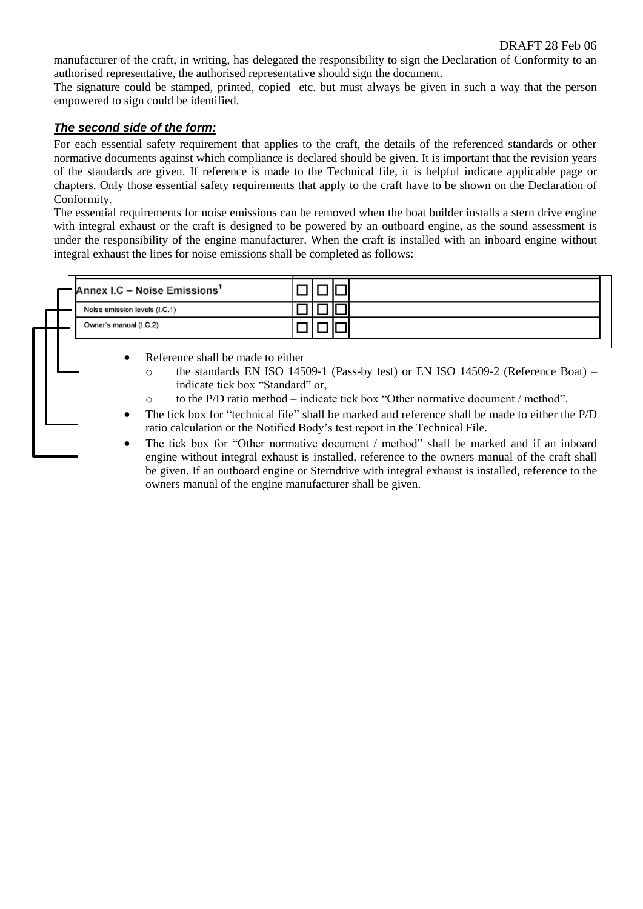manufacturer of the craft, in writing, has delegated the responsibility to sign the Declaration of Conformity to an authorised representative, the authorised representative should sign the document.

The signature could be stamped, printed, copied etc. but must always be given in such a way that the person empowered to sign could be identified.

### *The second side of the form:*

For each essential safety requirement that applies to the craft, the details of the referenced standards or other normative documents against which compliance is declared should be given. It is important that the revision years of the standards are given. If reference is made to the Technical file, it is helpful indicate applicable page or chapters. Only those essential safety requirements that apply to the craft have to be shown on the Declaration of Conformity.

The essential requirements for noise emissions can be removed when the boat builder installs a stern drive engine with integral exhaust or the craft is designed to be powered by an outboard engine, as the sound assessment is under the responsibility of the engine manufacturer. When the craft is installed with an inboard engine without integral exhaust the lines for noise emissions shall be completed as follows:

| | | | | |
|---|---|---|---|---|
| **Annex I.C – Noise Emissions**[1] | ☐ | ☐ | ☐ | |
| Noise emission levels (I.C.1) | ☐ | ☐ | ☐ | |
| Owner's manual (I.C.2) | ☐ | ☐ | ☐ | |

- Reference shall be made to either
  - the standards EN ISO 14509-1 (Pass-by test) or EN ISO 14509-2 (Reference Boat) – indicate tick box "Standard" or,
  - to the P/D ratio method – indicate tick box "Other normative document / method".
- The tick box for "technical file" shall be marked and reference shall be made to either the P/D ratio calculation or the Notified Body's test report in the Technical File.
- The tick box for "Other normative document / method" shall be marked and if an inboard engine without integral exhaust is installed, reference to the owners manual of the craft shall be given. If an outboard engine or Sterndrive with integral exhaust is installed, reference to the owners manual of the engine manufacturer shall be given.